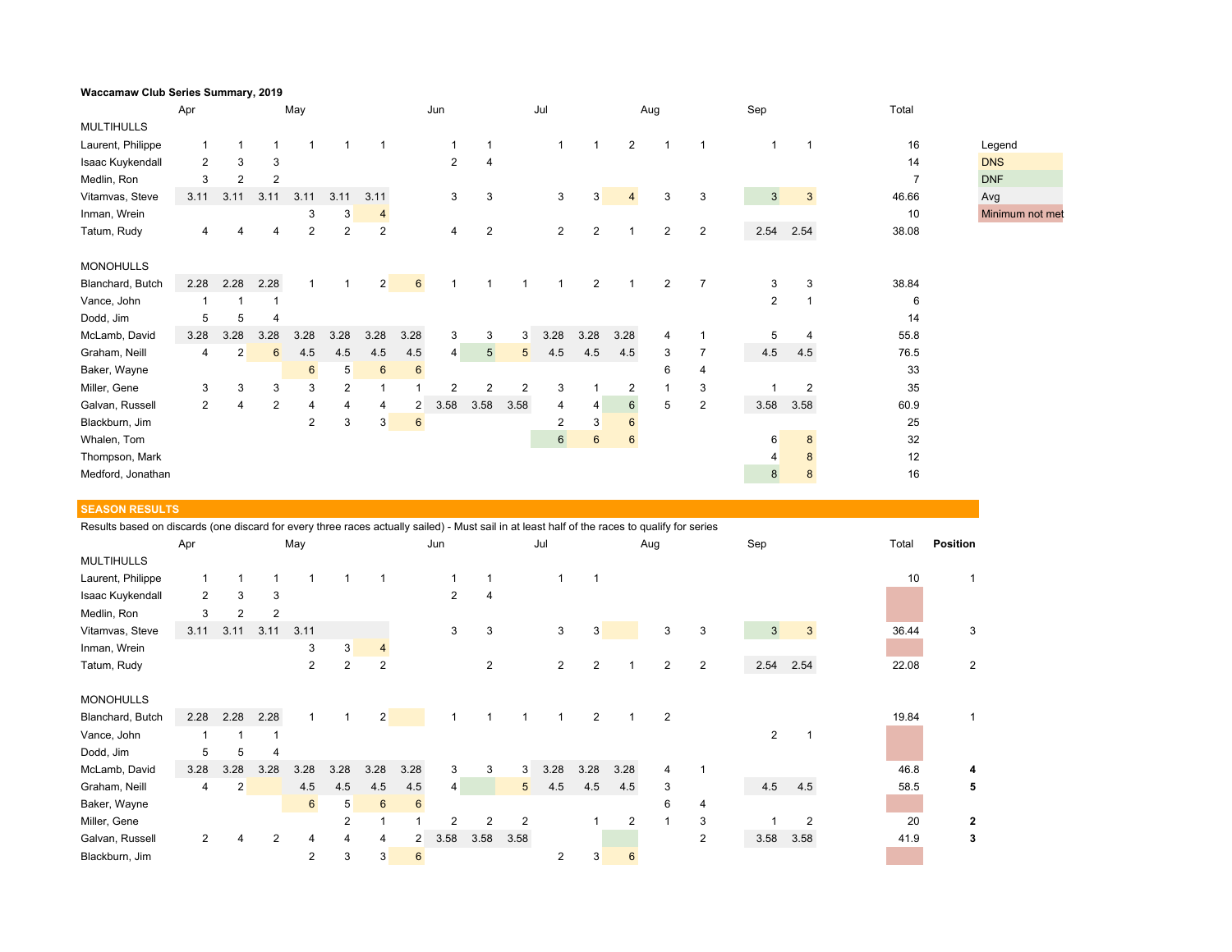**Waccamaw Club Series Summary, 2019**

| | Apr | | | May | | | | Jun | | | Jul | | | Aug | | Sep | | Total |
|---|---|---|---|---|---|---|---|---|---|---|---|---|---|---|---|---|---|---|
| **MULTIHULLS** | | | | | | | | | | | | | | | | | | |
| Laurent, Philippe | 1 | 1 | 1 | 1 | 1 | 1 | | 1 | 1 | | 1 | 1 | 2 | 1 | 1 | 1 | 1 | 16 |
| Isaac Kuykendall | 2 | 3 | 3 | | | | | 2 | 4 | | | | | | | | | 14 |
| Medlin, Ron | 3 | 2 | 2 | | | | | | | | | | | | | | | 7 |
| Vitamvas, Steve | 3.11 | 3.11 | 3.11 | 3.11 | 3.11 | 3.11 | | 3 | 3 | | 3 | 3 | 4 | 3 | 3 | 3 | 3 | 46.66 |
| Inman, Wrein | | | | 3 | 3 | 4 | | | | | | | | | | | | 10 |
| Tatum, Rudy | 4 | 4 | 4 | 2 | 2 | 2 | | 4 | 2 | | 2 | 2 | 1 | 2 | 2 | 2.54 | 2.54 | 38.08 |
| | | | | | | | | | | | | | | | | | | |
| **MONOHULLS** | | | | | | | | | | | | | | | | | | |
| Blanchard, Butch | 2.28 | 2.28 | 2.28 | 1 | 1 | 2 | 6 | 1 | 1 | 1 | 1 | 2 | 1 | 2 | 7 | 3 | 3 | 38.84 |
| Vance, John | 1 | 1 | 1 | | | | | | | | | | | | | 2 | 1 | 6 |
| Dodd, Jim | 5 | 5 | 4 | | | | | | | | | | | | | | | 14 |
| McLamb, David | 3.28 | 3.28 | 3.28 | 3.28 | 3.28 | 3.28 | 3.28 | 3 | 3 | 3 | 3.28 | 3.28 | 3.28 | 4 | 1 | 5 | 4 | 55.8 |
| Graham, Neill | 4 | 2 | 6 | 4.5 | 4.5 | 4.5 | 4.5 | 4 | 5 | 5 | 4.5 | 4.5 | 4.5 | 3 | 7 | 4.5 | 4.5 | 76.5 |
| Baker, Wayne | | | | 6 | 5 | 6 | 6 | | | | | | | 6 | 4 | | | 33 |
| Miller, Gene | 3 | 3 | 3 | 3 | 2 | 1 | 1 | 2 | 2 | 2 | 3 | 1 | 2 | 1 | 3 | 1 | 2 | 35 |
| Galvan, Russell | 2 | 4 | 2 | 4 | 4 | 4 | 2 | 3.58 | 3.58 | 3.58 | 4 | 4 | 6 | 5 | 2 | 3.58 | 3.58 | 60.9 |
| Blackburn, Jim | | | | 2 | 3 | 3 | 6 | | | | 2 | 3 | 6 | | | | | 25 |
| Whalen, Tom | | | | | | | | | | | 6 | 6 | 6 | | | 6 | 8 | 32 |
| Thompson, Mark | | | | | | | | | | | | | | | | 4 | 8 | 12 |
| Medford, Jonathan | | | | | | | | | | | | | | | | 8 | 8 | 16 |

Legend
- DNS
- DNF
- Avg
- Minimum not met

## SEASON RESULTS

Results based on discards (one discard for every three races actually sailed) - Must sail in at least half of the races to qualify for series

| | Apr | | | May | | | | Jun | | | Jul | | | Aug | | Sep | | Total | **Position** |
|---|---|---|---|---|---|---|---|---|---|---|---|---|---|---|---|---|---|---|---|
| **MULTIHULLS** | | | | | | | | | | | | | | | | | | | |
| Laurent, Philippe | 1 | 1 | 1 | 1 | 1 | 1 | | 1 | 1 | | 1 | 1 | | | | | | 10 | 1 |
| Isaac Kuykendall | 2 | 3 | 3 | | | | | 2 | 4 | | | | | | | | | | |
| Medlin, Ron | 3 | 2 | 2 | | | | | | | | | | | | | | | | |
| Vitamvas, Steve | 3.11 | 3.11 | 3.11 | 3.11 | | | | 3 | 3 | | 3 | 3 | | 3 | 3 | 3 | 3 | 36.44 | 3 |
| Inman, Wrein | | | | 3 | 3 | 4 | | | | | | | | | | | | | |
| Tatum, Rudy | | | | 2 | 2 | 2 | | | 2 | | 2 | 2 | 1 | 2 | 2 | 2.54 | 2.54 | 22.08 | 2 |
| | | | | | | | | | | | | | | | | | | | |
| **MONOHULLS** | | | | | | | | | | | | | | | | | | | |
| Blanchard, Butch | 2.28 | 2.28 | 2.28 | 1 | 1 | 2 | | 1 | 1 | 1 | 1 | 2 | 1 | 2 | | | | 19.84 | 1 |
| Vance, John | 1 | 1 | 1 | | | | | | | | | | | | | 2 | 1 | | |
| Dodd, Jim | 5 | 5 | 4 | | | | | | | | | | | | | | | | |
| McLamb, David | 3.28 | 3.28 | 3.28 | 3.28 | 3.28 | 3.28 | 3.28 | 3 | 3 | 3 | 3.28 | 3.28 | 3.28 | 4 | 1 | | | 46.8 | **4** |
| Graham, Neill | 4 | 2 | | 4.5 | 4.5 | 4.5 | 4.5 | 4 | | 5 | 4.5 | 4.5 | 4.5 | 3 | | 4.5 | 4.5 | 58.5 | **5** |
| Baker, Wayne | | | | 6 | 5 | 6 | 6 | | | | | | | 6 | 4 | | | | |
| Miller, Gene | | | | | 2 | 1 | 1 | 2 | 2 | 2 | | 1 | 2 | 1 | 3 | 1 | 2 | 20 | **2** |
| Galvan, Russell | 2 | 4 | 2 | 4 | 4 | 4 | 2 | 3.58 | 3.58 | 3.58 | | | | | 2 | 3.58 | 3.58 | 41.9 | **3** |
| Blackburn, Jim | | | | 2 | 3 | 3 | 6 | | | | 2 | 3 | 6 | | | | | | |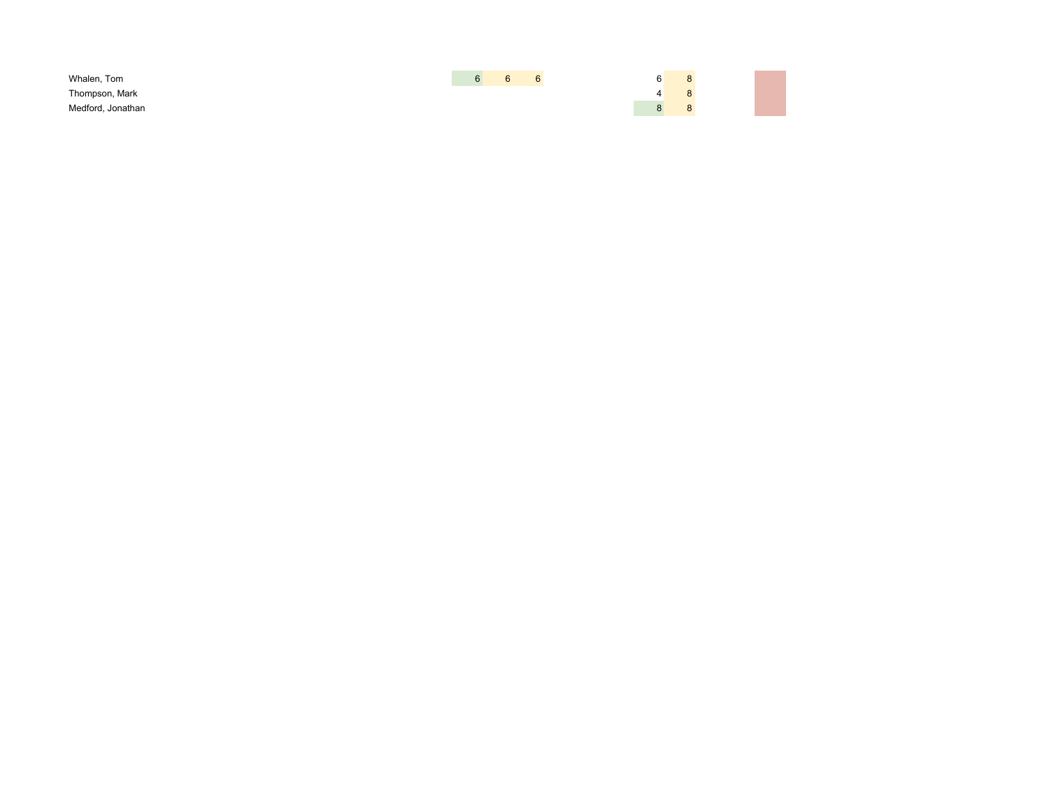| | | | | | |
|---|---|---|---|---|---|
| Whalen, Tom | 6 | 6 | 6 | 6 | 8 |
| Thompson, Mark | | | | 4 | 8 |
| Medford, Jonathan | | | | 8 | 8 |